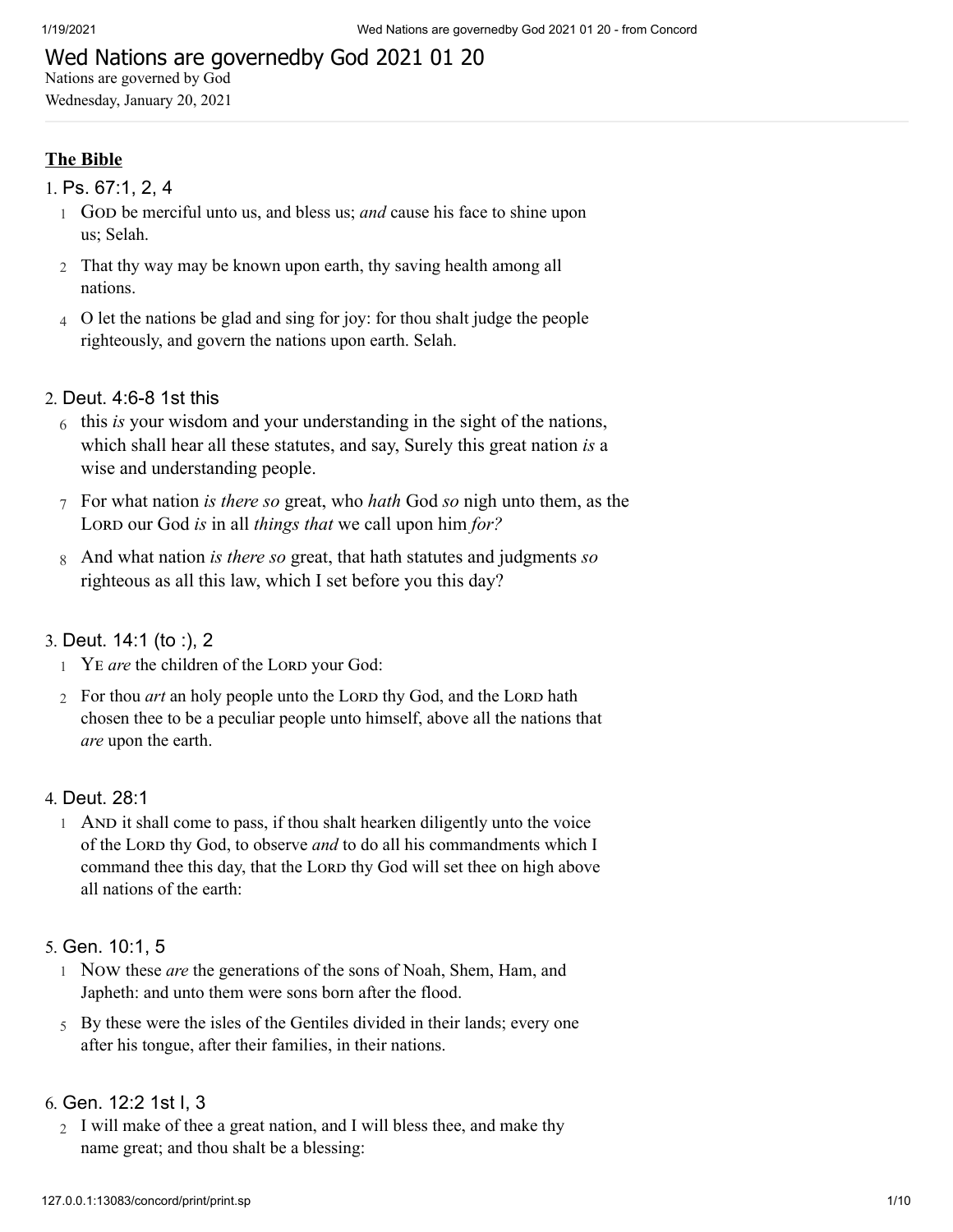# Wed Nations are governedby God 2021 01 20

Nations are governed by God

Wednesday, January 20, 2021

---

**The Bible**

1. Ps. 67:1, 2, 4

   1 GOD be merciful unto us, and bless us; *and* cause his face to shine upon us; Selah.

   2 That thy way may be known upon earth, thy saving health among all nations.

   4 O let the nations be glad and sing for joy: for thou shalt judge the people righteously, and govern the nations upon earth. Selah.

2. Deut. 4:6-8 1st this

   6 this *is* your wisdom and your understanding in the sight of the nations, which shall hear all these statutes, and say, Surely this great nation *is* a wise and understanding people.

   7 For what nation *is there so* great, who *hath* God *so* nigh unto them, as the LORD our God *is* in all *things that* we call upon him *for?*

   8 And what nation *is there so* great, that hath statutes and judgments *so* righteous as all this law, which I set before you this day?

3. Deut. 14:1 (to :), 2

   1 YE *are* the children of the LORD your God:

   2 For thou *art* an holy people unto the LORD thy God, and the LORD hath chosen thee to be a peculiar people unto himself, above all the nations that *are* upon the earth.

4. Deut. 28:1

   1 AND it shall come to pass, if thou shalt hearken diligently unto the voice of the LORD thy God, to observe *and* to do all his commandments which I command thee this day, that the LORD thy God will set thee on high above all nations of the earth:

5. Gen. 10:1, 5

   1 NOW these *are* the generations of the sons of Noah, Shem, Ham, and Japheth: and unto them were sons born after the flood.

   5 By these were the isles of the Gentiles divided in their lands; every one after his tongue, after their families, in their nations.

6. Gen. 12:2 1st I, 3

   2 I will make of thee a great nation, and I will bless thee, and make thy name great; and thou shalt be a blessing: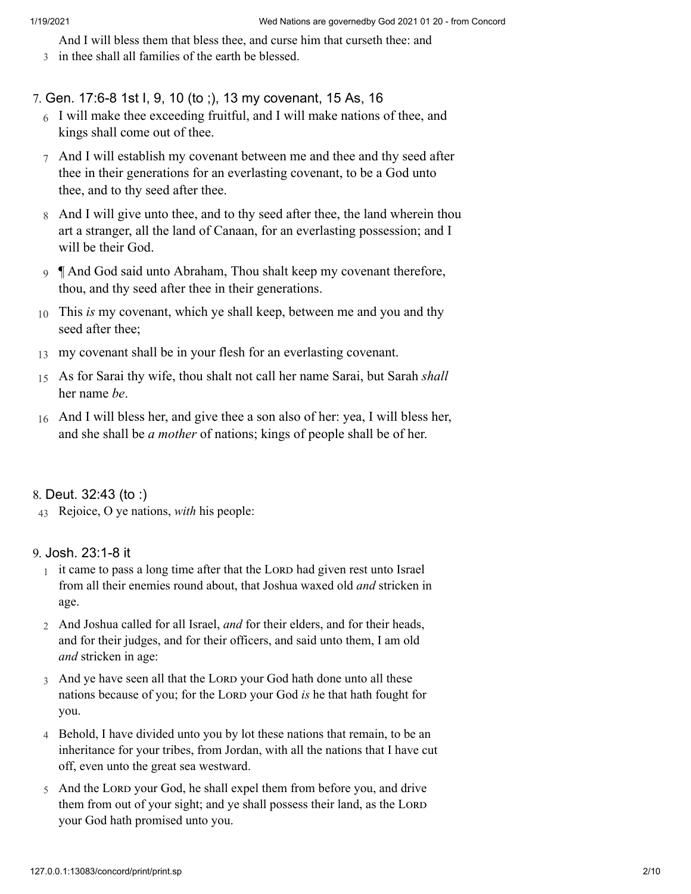And I will bless them that bless thee, and curse him that curseth thee: and

3 in thee shall all families of the earth be blessed.

7. Gen. 17:6-8 1st I, 9, 10 (to ;), 13 my covenant, 15 As, 16

6 I will make thee exceeding fruitful, and I will make nations of thee, and kings shall come out of thee.

7 And I will establish my covenant between me and thee and thy seed after thee in their generations for an everlasting covenant, to be a God unto thee, and to thy seed after thee.

8 And I will give unto thee, and to thy seed after thee, the land wherein thou art a stranger, all the land of Canaan, for an everlasting possession; and I will be their God.

9 ¶ And God said unto Abraham, Thou shalt keep my covenant therefore, thou, and thy seed after thee in their generations.

10 This *is* my covenant, which ye shall keep, between me and you and thy seed after thee;

13 my covenant shall be in your flesh for an everlasting covenant.

15 As for Sarai thy wife, thou shalt not call her name Sarai, but Sarah *shall* her name *be*.

16 And I will bless her, and give thee a son also of her: yea, I will bless her, and she shall be *a mother* of nations; kings of people shall be of her.

8. Deut. 32:43 (to :)

43 Rejoice, O ye nations, *with* his people:

9. Josh. 23:1-8 it

1 it came to pass a long time after that the LORD had given rest unto Israel from all their enemies round about, that Joshua waxed old *and* stricken in age.

2 And Joshua called for all Israel, *and* for their elders, and for their heads, and for their judges, and for their officers, and said unto them, I am old *and* stricken in age:

3 And ye have seen all that the LORD your God hath done unto all these nations because of you; for the LORD your God *is* he that hath fought for you.

4 Behold, I have divided unto you by lot these nations that remain, to be an inheritance for your tribes, from Jordan, with all the nations that I have cut off, even unto the great sea westward.

5 And the LORD your God, he shall expel them from before you, and drive them from out of your sight; and ye shall possess their land, as the LORD your God hath promised unto you.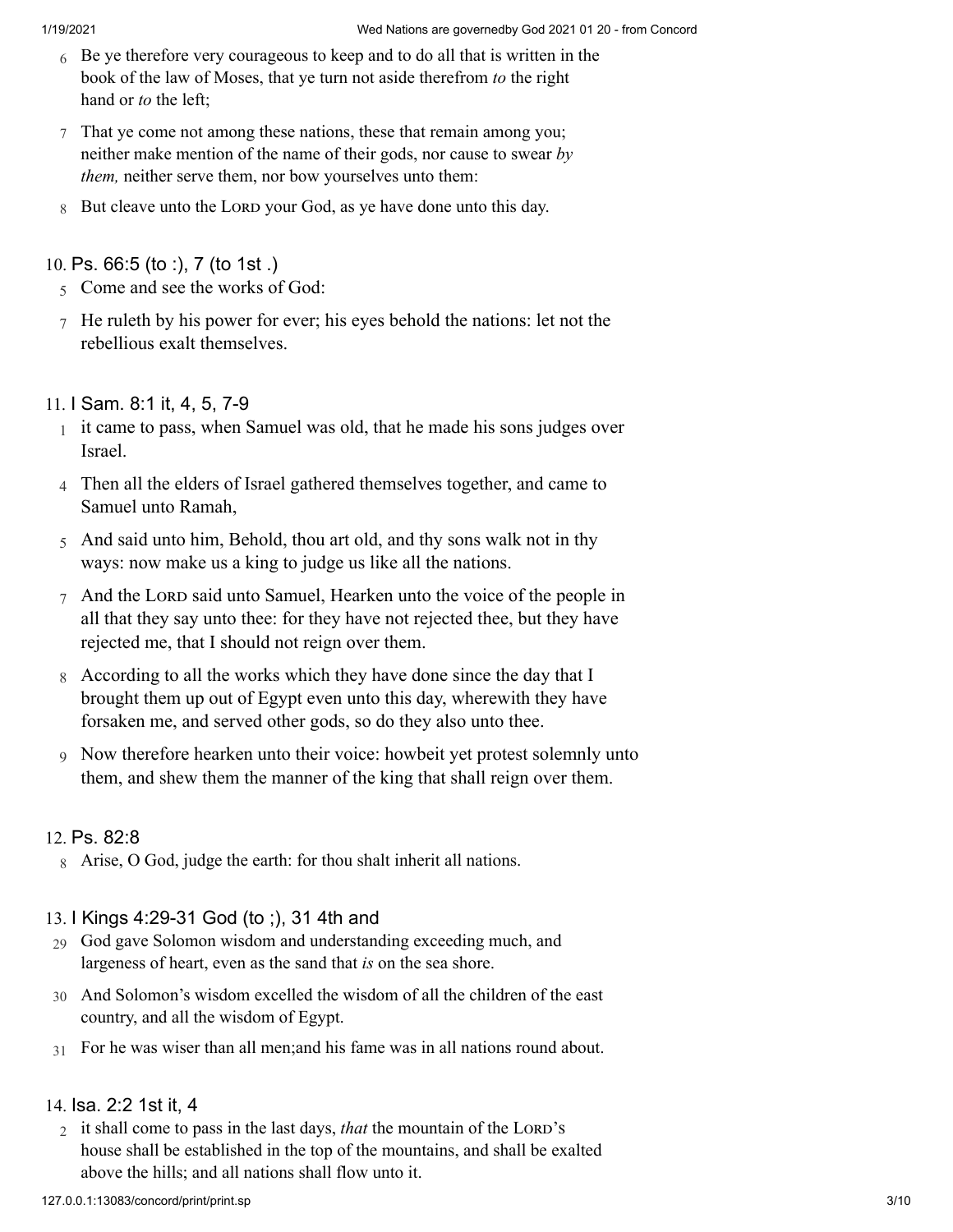6 Be ye therefore very courageous to keep and to do all that is written in the book of the law of Moses, that ye turn not aside therefrom *to* the right hand or *to* the left;

7 That ye come not among these nations, these that remain among you; neither make mention of the name of their gods, nor cause to swear *by them,* neither serve them, nor bow yourselves unto them:

8 But cleave unto the LORD your God, as ye have done unto this day.

10. Ps. 66:5 (to :), 7 (to 1st .)

5 Come and see the works of God:

7 He ruleth by his power for ever; his eyes behold the nations: let not the rebellious exalt themselves.

11. I Sam. 8:1 it, 4, 5, 7-9

1 it came to pass, when Samuel was old, that he made his sons judges over Israel.

4 Then all the elders of Israel gathered themselves together, and came to Samuel unto Ramah,

5 And said unto him, Behold, thou art old, and thy sons walk not in thy ways: now make us a king to judge us like all the nations.

7 And the LORD said unto Samuel, Hearken unto the voice of the people in all that they say unto thee: for they have not rejected thee, but they have rejected me, that I should not reign over them.

8 According to all the works which they have done since the day that I brought them up out of Egypt even unto this day, wherewith they have forsaken me, and served other gods, so do they also unto thee.

9 Now therefore hearken unto their voice: howbeit yet protest solemnly unto them, and shew them the manner of the king that shall reign over them.

12. Ps. 82:8

8 Arise, O God, judge the earth: for thou shalt inherit all nations.

13. I Kings 4:29-31 God (to ;), 31 4th and

29 God gave Solomon wisdom and understanding exceeding much, and largeness of heart, even as the sand that *is* on the sea shore.

30 And Solomon's wisdom excelled the wisdom of all the children of the east country, and all the wisdom of Egypt.

31 For he was wiser than all men;and his fame was in all nations round about.

14. Isa. 2:2 1st it, 4

2 it shall come to pass in the last days, *that* the mountain of the LORD's house shall be established in the top of the mountains, and shall be exalted above the hills; and all nations shall flow unto it.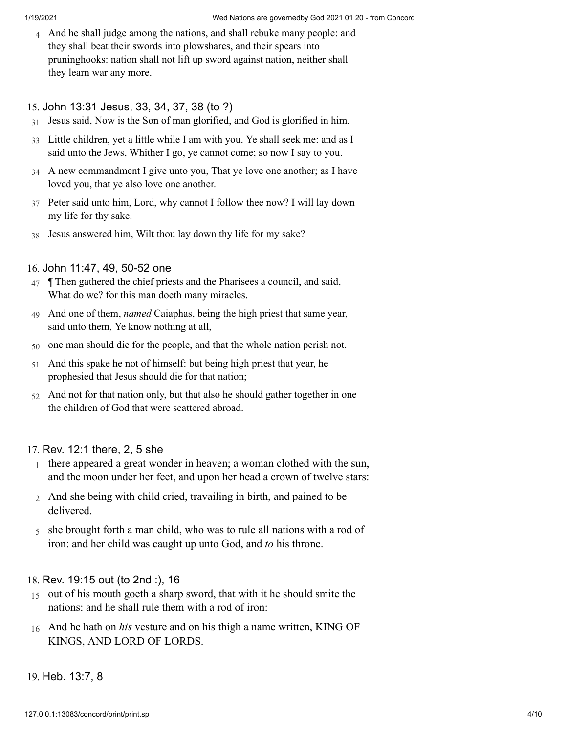4 And he shall judge among the nations, and shall rebuke many people: and they shall beat their swords into plowshares, and their spears into pruninghooks: nation shall not lift up sword against nation, neither shall they learn war any more.

15. John 13:31 Jesus, 33, 34, 37, 38 (to ?)

31 Jesus said, Now is the Son of man glorified, and God is glorified in him.

33 Little children, yet a little while I am with you. Ye shall seek me: and as I said unto the Jews, Whither I go, ye cannot come; so now I say to you.

34 A new commandment I give unto you, That ye love one another; as I have loved you, that ye also love one another.

37 Peter said unto him, Lord, why cannot I follow thee now? I will lay down my life for thy sake.

38 Jesus answered him, Wilt thou lay down thy life for my sake?

16. John 11:47, 49, 50-52 one

47 ¶ Then gathered the chief priests and the Pharisees a council, and said, What do we? for this man doeth many miracles.

49 And one of them, *named* Caiaphas, being the high priest that same year, said unto them, Ye know nothing at all,

50 one man should die for the people, and that the whole nation perish not.

51 And this spake he not of himself: but being high priest that year, he prophesied that Jesus should die for that nation;

52 And not for that nation only, but that also he should gather together in one the children of God that were scattered abroad.

17. Rev. 12:1 there, 2, 5 she

1 there appeared a great wonder in heaven; a woman clothed with the sun, and the moon under her feet, and upon her head a crown of twelve stars:

2 And she being with child cried, travailing in birth, and pained to be delivered.

5 she brought forth a man child, who was to rule all nations with a rod of iron: and her child was caught up unto God, and *to* his throne.

18. Rev. 19:15 out (to 2nd :), 16

15 out of his mouth goeth a sharp sword, that with it he should smite the nations: and he shall rule them with a rod of iron:

16 And he hath on *his* vesture and on his thigh a name written, KING OF KINGS, AND LORD OF LORDS.

19. Heb. 13:7, 8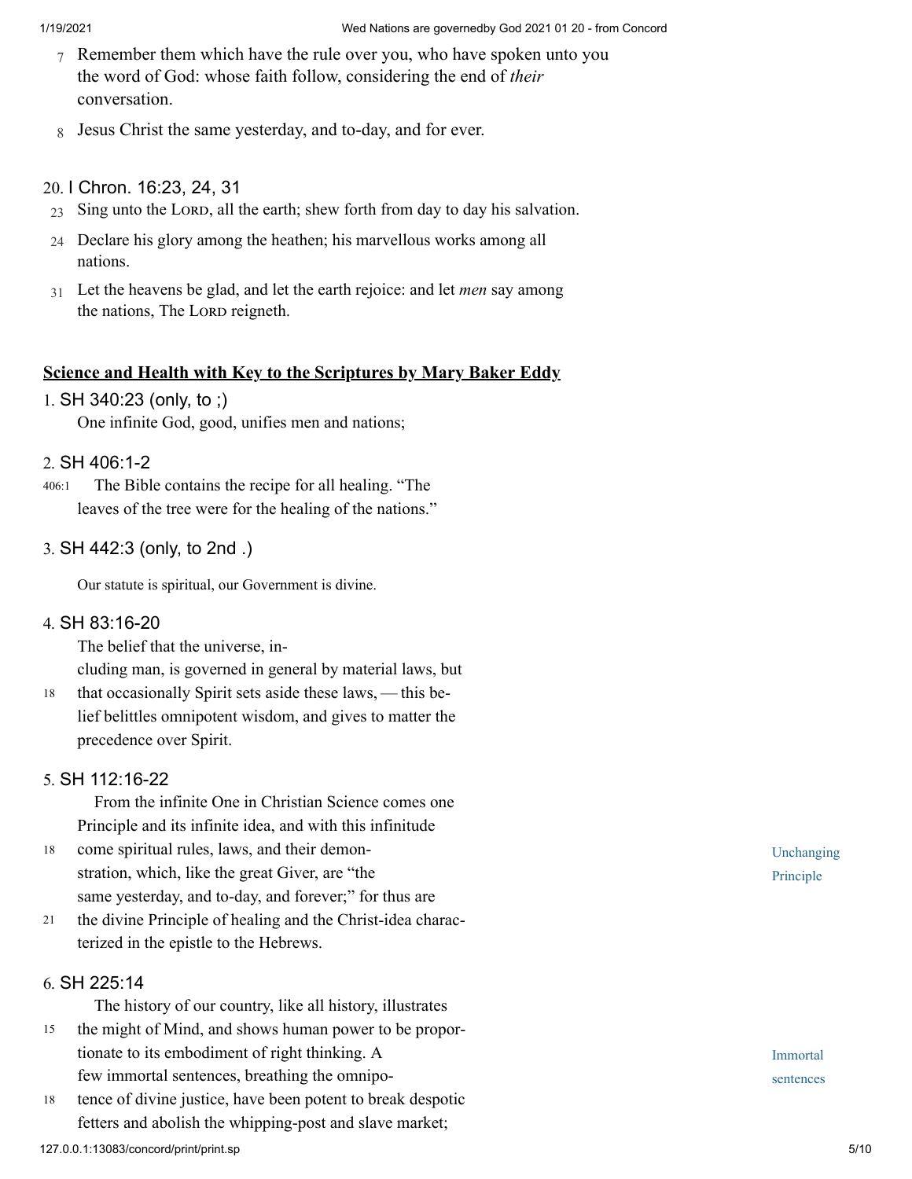7 Remember them which have the rule over you, who have spoken unto you the word of God: whose faith follow, considering the end of *their* conversation.

8 Jesus Christ the same yesterday, and to-day, and for ever.

20. I Chron. 16:23, 24, 31

23 Sing unto the Lord, all the earth; shew forth from day to day his salvation.

24 Declare his glory among the heathen; his marvellous works among all nations.

31 Let the heavens be glad, and let the earth rejoice: and let *men* say among the nations, The Lord reigneth.

## Science and Health with Key to the Scriptures by Mary Baker Eddy

1. SH 340:23 (only, to ;)

One infinite God, good, unifies men and nations;

2. SH 406:1-2

406:1 The Bible contains the recipe for all healing. “The leaves of the tree were for the healing of the nations.”

3. SH 442:3 (only, to 2nd .)

Our statute is spiritual, our Government is divine.

4. SH 83:16-20

The belief that the universe, including man, is governed in general by material laws, but

18 that occasionally Spirit sets aside these laws, — this belief belittles omnipotent wisdom, and gives to matter the precedence over Spirit.

5. SH 112:16-22

*Unchanging Principle*

From the infinite One in Christian Science comes one Principle and its infinite idea, and with this infinitude

18 come spiritual rules, laws, and their demonstration, which, like the great Giver, are “the same yesterday, and to-day, and forever;” for thus are

21 the divine Principle of healing and the Christ-idea characterized in the epistle to the Hebrews.

6. SH 225:14

*Immortal sentences*

The history of our country, like all history, illustrates

15 the might of Mind, and shows human power to be proportionate to its embodiment of right thinking. A few immortal sentences, breathing the omnipo-

18 tence of divine justice, have been potent to break despotic fetters and abolish the whipping-post and slave market;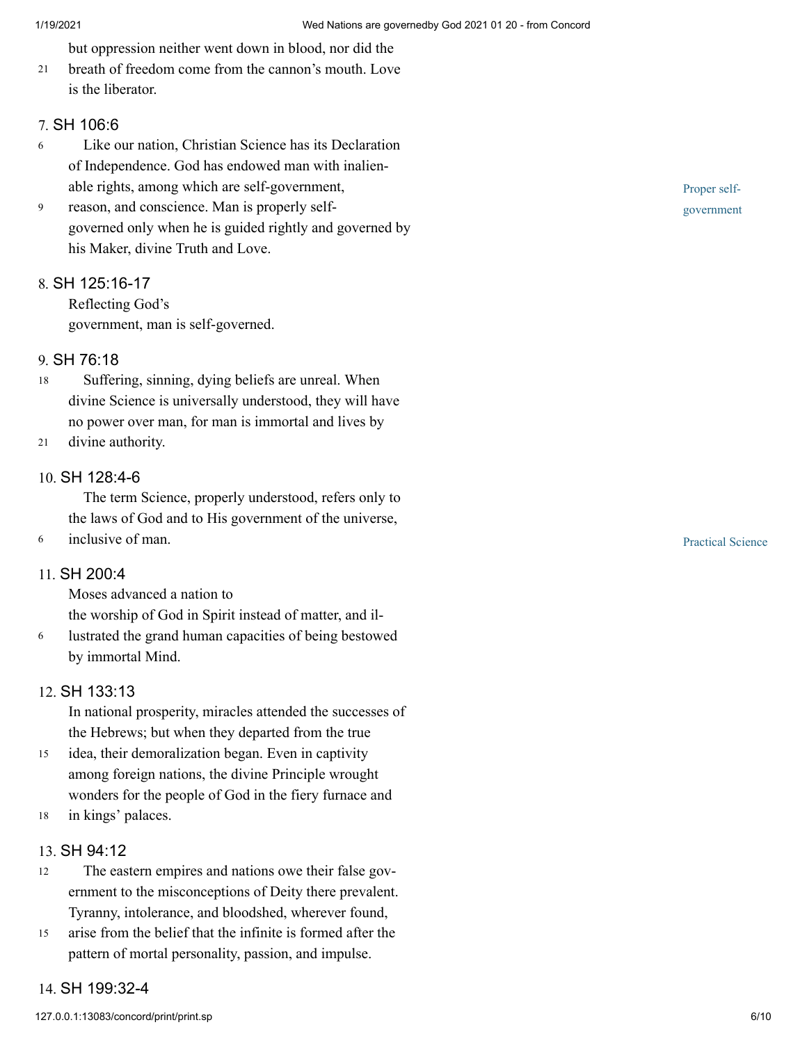but oppression neither went down in blood, nor did the breath of freedom come from the cannon's mouth. Love is the liberator.

7. SH 106:6

Like our nation, Christian Science has its Declaration of Independence. God has endowed man with inalienable rights, among which are self-government, reason, and conscience. Man is properly self-governed only when he is guided rightly and governed by his Maker, divine Truth and Love.

*Proper self-government*

8. SH 125:16-17

Reflecting God's government, man is self-governed.

9. SH 76:18

Suffering, sinning, dying beliefs are unreal. When divine Science is universally understood, they will have no power over man, for man is immortal and lives by divine authority.

10. SH 128:4-6

The term Science, properly understood, refers only to the laws of God and to His government of the universe, inclusive of man.

*Practical Science*

11. SH 200:4

Moses advanced a nation to the worship of God in Spirit instead of matter, and illustrated the grand human capacities of being bestowed by immortal Mind.

12. SH 133:13

In national prosperity, miracles attended the successes of the Hebrews; but when they departed from the true idea, their demoralization began. Even in captivity among foreign nations, the divine Principle wrought wonders for the people of God in the fiery furnace and in kings' palaces.

13. SH 94:12

The eastern empires and nations owe their false government to the misconceptions of Deity there prevalent. Tyranny, intolerance, and bloodshed, wherever found, arise from the belief that the infinite is formed after the pattern of mortal personality, passion, and impulse.

14. SH 199:32-4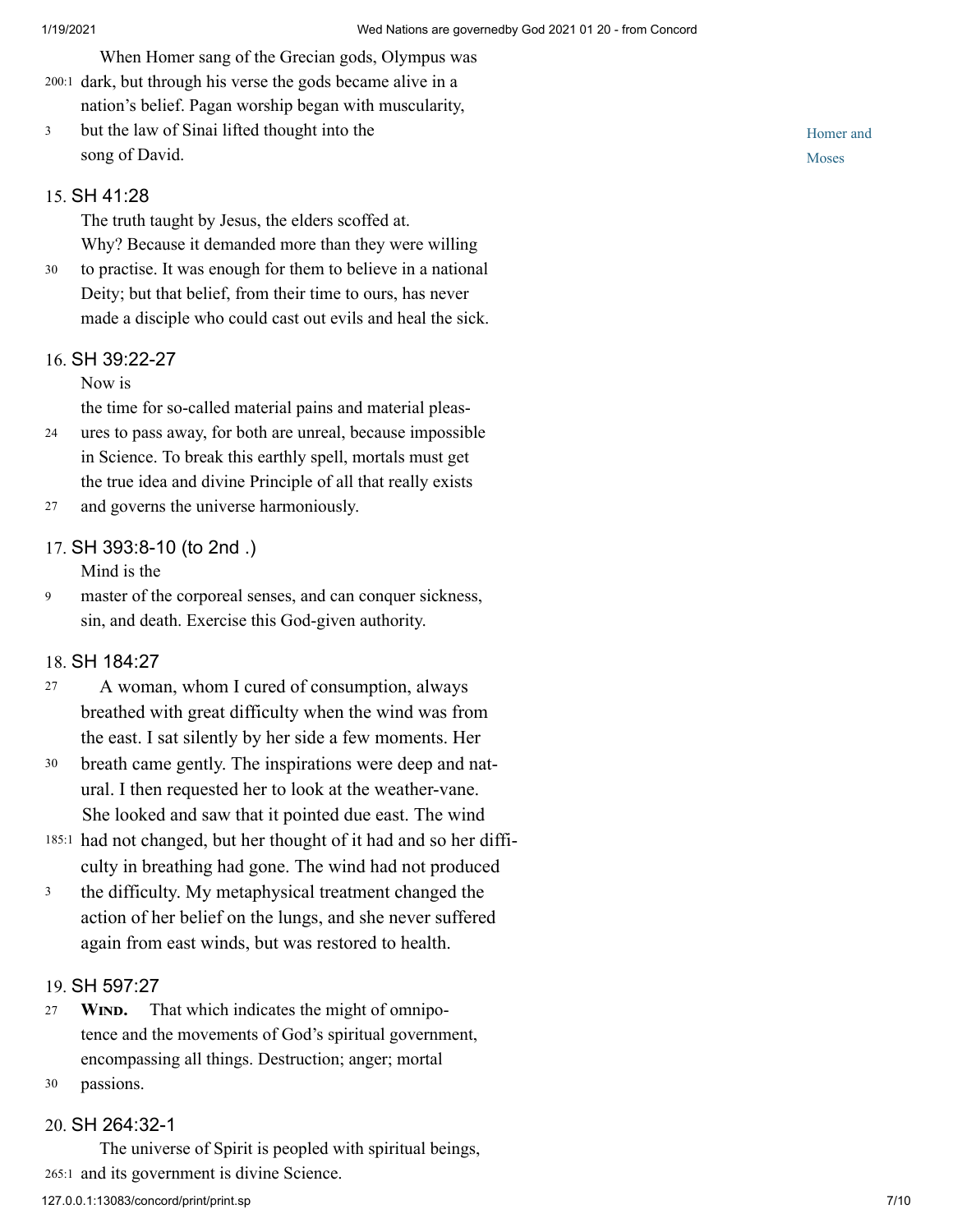When Homer sang of the Grecian gods, Olympus was dark, but through his verse the gods became alive in a nation's belief. Pagan worship began with muscularity, but the law of Sinai lifted thought into the song of David.

Homer and Moses

15. SH 41:28

The truth taught by Jesus, the elders scoffed at. Why? Because it demanded more than they were willing to practise. It was enough for them to believe in a national Deity; but that belief, from their time to ours, has never made a disciple who could cast out evils and heal the sick.

16. SH 39:22-27

Now is the time for so-called material pains and material pleasures to pass away, for both are unreal, because impossible in Science. To break this earthly spell, mortals must get the true idea and divine Principle of all that really exists and governs the universe harmoniously.

17. SH 393:8-10 (to 2nd .)

Mind is the master of the corporeal senses, and can conquer sickness, sin, and death. Exercise this God-given authority.

18. SH 184:27

A woman, whom I cured of consumption, always breathed with great difficulty when the wind was from the east. I sat silently by her side a few moments. Her breath came gently. The inspirations were deep and natural. I then requested her to look at the weather-vane. She looked and saw that it pointed due east. The wind had not changed, but her thought of it had and so her difficulty in breathing had gone. The wind had not produced the difficulty. My metaphysical treatment changed the action of her belief on the lungs, and she never suffered again from east winds, but was restored to health.

19. SH 597:27

**Wind.** That which indicates the might of omnipotence and the movements of God's spiritual government, encompassing all things. Destruction; anger; mortal passions.

20. SH 264:32-1

The universe of Spirit is peopled with spiritual beings, and its government is divine Science.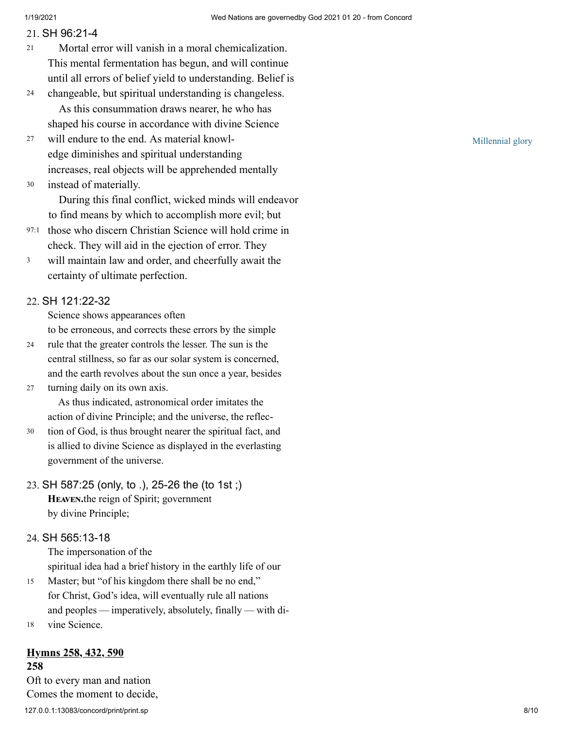21. SH 96:21-4

21 Mortal error will vanish in a moral chemicalization. This mental fermentation has begun, and will continue until all errors of belief yield to understanding. Belief is
24 changeable, but spiritual understanding is changeless.

As this consummation draws nearer, he who has shaped his course in accordance with divine Science
27 will endure to the end. As material knowledge diminishes and spiritual understanding increases, real objects will be apprehended mentally
30 instead of materially.

Millennial glory

During this final conflict, wicked minds will endeavor to find means by which to accomplish more evil; but
97:1 those who discern Christian Science will hold crime in check. They will aid in the ejection of error. They
3 will maintain law and order, and cheerfully await the certainty of ultimate perfection.

22. SH 121:22-32

Science shows appearances often to be erroneous, and corrects these errors by the simple
24 rule that the greater controls the lesser. The sun is the central stillness, so far as our solar system is concerned, and the earth revolves about the sun once a year, besides
27 turning daily on its own axis.

As thus indicated, astronomical order imitates the action of divine Principle; and the universe, the reflec-
30 tion of God, is thus brought nearer the spiritual fact, and is allied to divine Science as displayed in the everlasting government of the universe.

23. SH 587:25 (only, to .), 25-26 the (to 1st ;)

**Heaven.** the reign of Spirit; government by divine Principle;

24. SH 565:13-18

The impersonation of the spiritual idea had a brief history in the earthly life of our
15 Master; but "of his kingdom there shall be no end," for Christ, God's idea, will eventually rule all nations and peoples — imperatively, absolutely, finally — with di-
18 vine Science.

**Hymns 258, 432, 590**

**258**

Oft to every man and nation
Comes the moment to decide,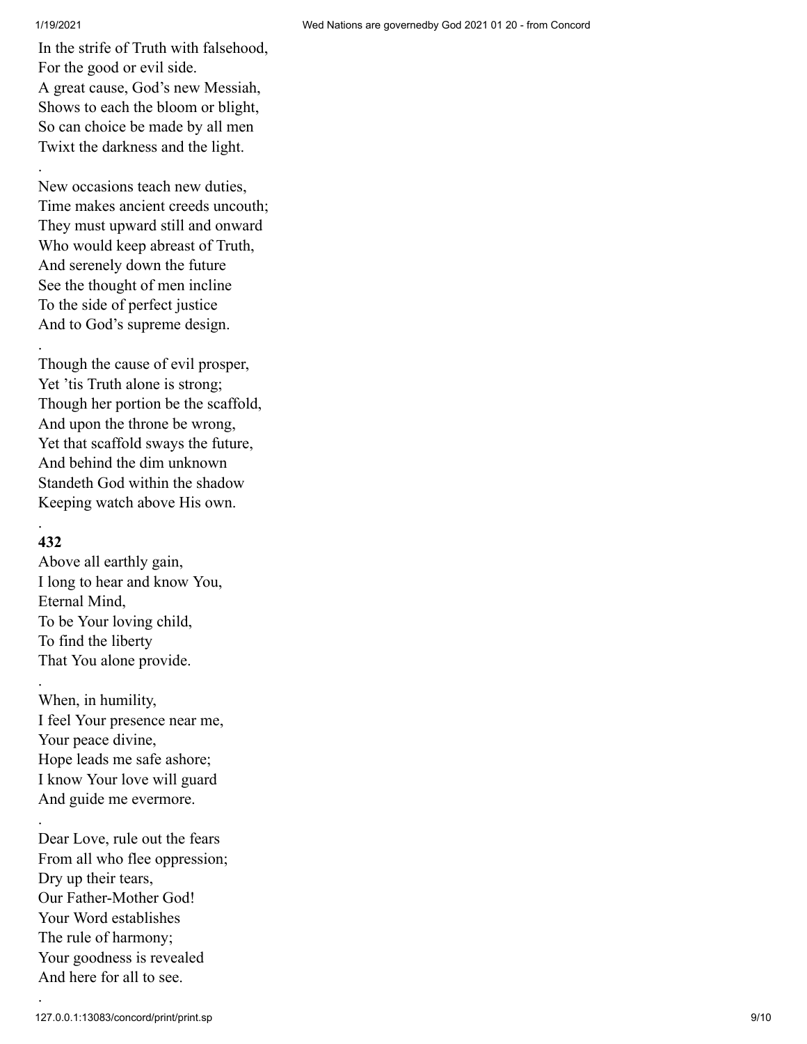In the strife of Truth with falsehood,
For the good or evil side.
A great cause, God's new Messiah,
Shows to each the bloom or blight,
So can choice be made by all men
Twixt the darkness and the light.

.

New occasions teach new duties,
Time makes ancient creeds uncouth;
They must upward still and onward
Who would keep abreast of Truth,
And serenely down the future
See the thought of men incline
To the side of perfect justice
And to God's supreme design.

.

Though the cause of evil prosper,
Yet 'tis Truth alone is strong;
Though her portion be the scaffold,
And upon the throne be wrong,
Yet that scaffold sways the future,
And behind the dim unknown
Standeth God within the shadow
Keeping watch above His own.

.

**432**

Above all earthly gain,
I long to hear and know You,
Eternal Mind,
To be Your loving child,
To find the liberty
That You alone provide.

.

When, in humility,
I feel Your presence near me,
Your peace divine,
Hope leads me safe ashore;
I know Your love will guard
And guide me evermore.

.

Dear Love, rule out the fears
From all who flee oppression;
Dry up their tears,
Our Father-Mother God!
Your Word establishes
The rule of harmony;
Your goodness is revealed
And here for all to see.

.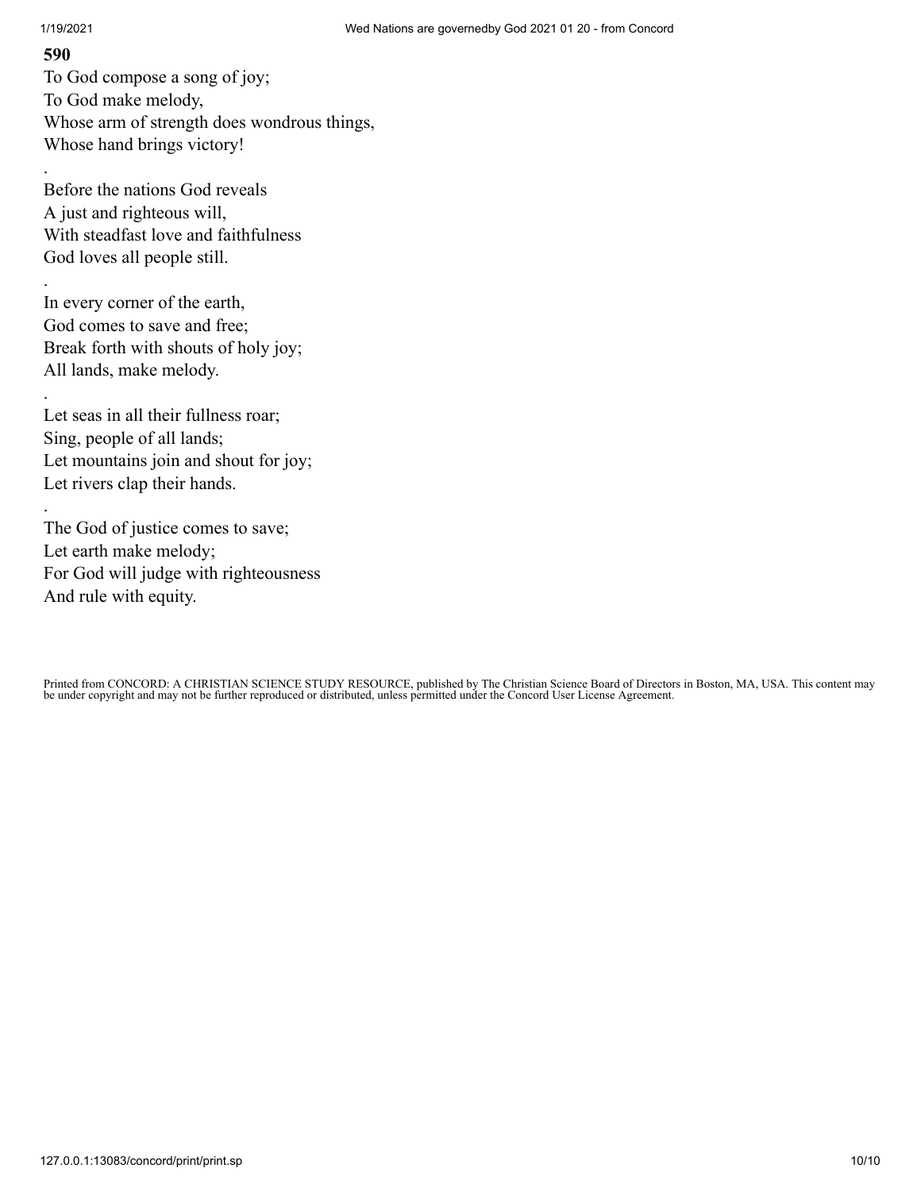**590**

To God compose a song of joy;
To God make melody,
Whose arm of strength does wondrous things,
Whose hand brings victory!

.

Before the nations God reveals
A just and righteous will,
With steadfast love and faithfulness
God loves all people still.

.

In every corner of the earth,
God comes to save and free;
Break forth with shouts of holy joy;
All lands, make melody.

.

Let seas in all their fullness roar;
Sing, people of all lands;
Let mountains join and shout for joy;
Let rivers clap their hands.

.

The God of justice comes to save;
Let earth make melody;
For God will judge with righteousness
And rule with equity.

Printed from CONCORD: A CHRISTIAN SCIENCE STUDY RESOURCE, published by The Christian Science Board of Directors in Boston, MA, USA. This content may be under copyright and may not be further reproduced or distributed, unless permitted under the Concord User License Agreement.